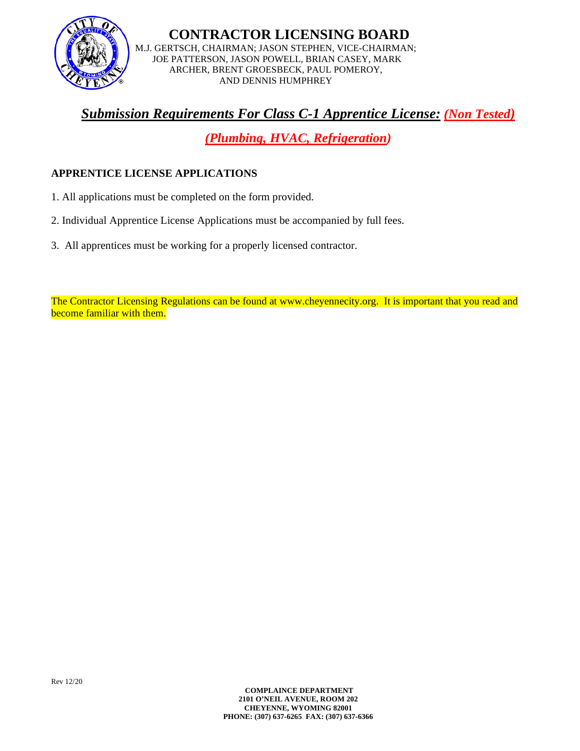# CONTRACTOR LICENSING BOARD

M.J. GERTSCH, CHAIRMAN; JASON STEPHEN, VICE-CHAIRMAN; JOE PATTERSON, JASON POWELL, BRIAN CASEY, MARK ARCHER, BRENT GROESBECK, PAUL POMEROY, AND DENNIS HUMPHREY

## ***Submission Requirements For Class C-1 Apprentice License:*** ***(Non Tested)***

## ***(Plumbing, HVAC, Refrigeration)***

### APPRENTICE LICENSE APPLICATIONS

1. All applications must be completed on the form provided.

2. Individual Apprentice License Applications must be accompanied by full fees.

3. All apprentices must be working for a properly licensed contractor.

The Contractor Licensing Regulations can be found at www.cheyennecity.org. It is important that you read and become familiar with them.

Rev 12/20

**COMPLAINCE DEPARTMENT**
**2101 O'NEIL AVENUE, ROOM 202**
**CHEYENNE, WYOMING 82001**
**PHONE: (307) 637-6265 FAX: (307) 637-6366**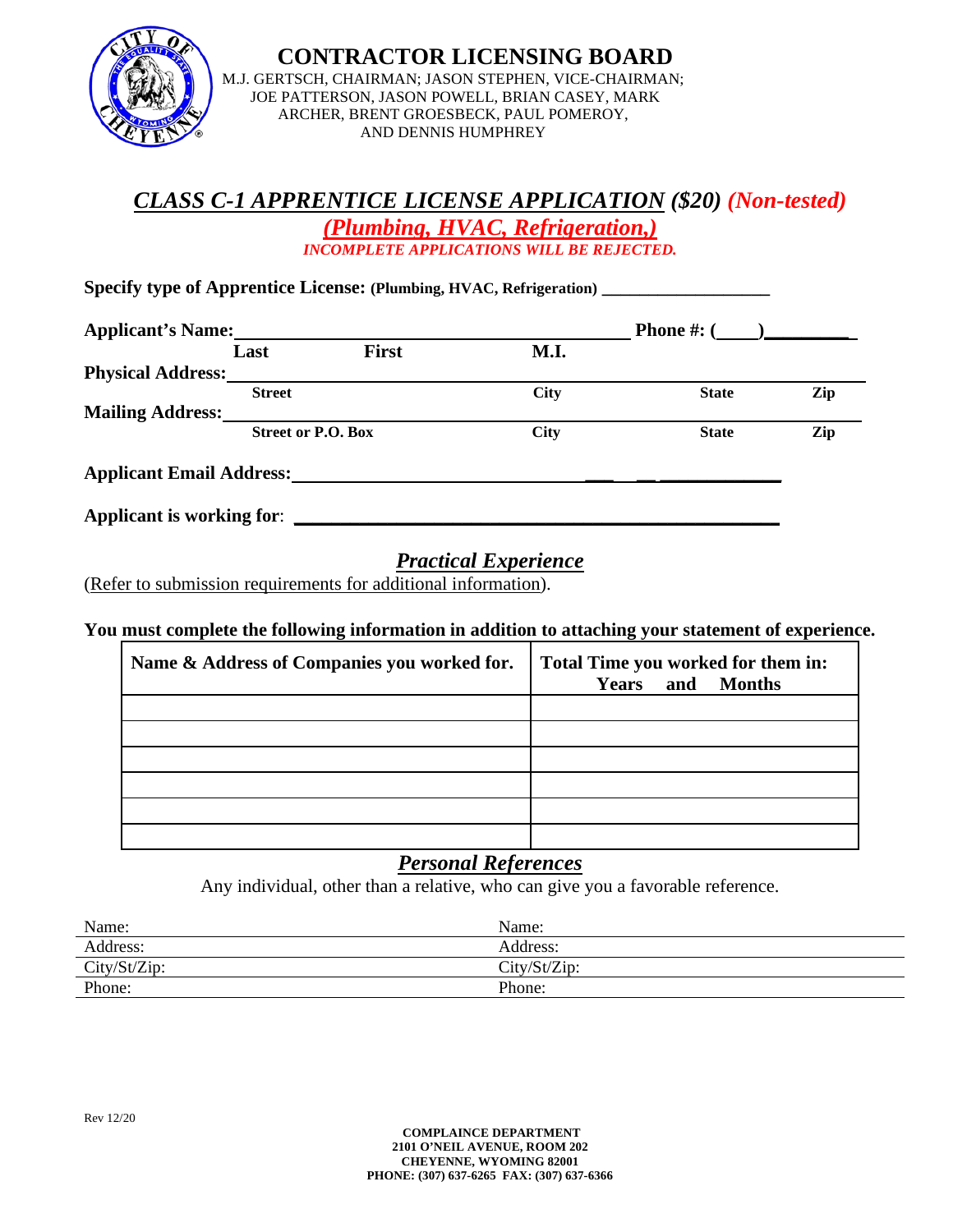# CONTRACTOR LICENSING BOARD

M.J. GERTSCH, CHAIRMAN; JASON STEPHEN, VICE-CHAIRMAN; JOE PATTERSON, JASON POWELL, BRIAN CASEY, MARK ARCHER, BRENT GROESBECK, PAUL POMEROY, AND DENNIS HUMPHREY

## *CLASS C-1 APPRENTICE LICENSE APPLICATION* *($20)* *(Non-tested)*

## *(Plumbing, HVAC, Refrigeration,)*

***INCOMPLETE APPLICATIONS WILL BE REJECTED.***

**Specify type of Apprentice License: (Plumbing, HVAC, Refrigeration)** ___________________

**Applicant's Name:** ______________________________ **Phone #: (____)**_________
**Last** **First** **M.I.**

**Physical Address:** ______________________________
**Street** **City** **State** **Zip**

**Mailing Address:** ______________________________
**Street or P.O. Box** **City** **State** **Zip**

**Applicant Email Address:** ______________________________

**Applicant is working for**: ______________________________

## *Practical Experience*

(Refer to submission requirements for additional information).

**You must complete the following information in addition to attaching your statement of experience.**

| Name & Address of Companies you worked for. | Total Time you worked for them in: Years and Months |
|---|---|
| | |
| | |
| | |
| | |
| | |
| | |

## *Personal References*

Any individual, other than a relative, who can give you a favorable reference.

| Name: | Name: |
|---|---|
| Address: | Address: |
| City/St/Zip: | City/St/Zip: |
| Phone: | Phone: |

Rev 12/20

**COMPLAINCE DEPARTMENT**
**2101 O'NEIL AVENUE, ROOM 202**
**CHEYENNE, WYOMING 82001**
**PHONE: (307) 637-6265 FAX: (307) 637-6366**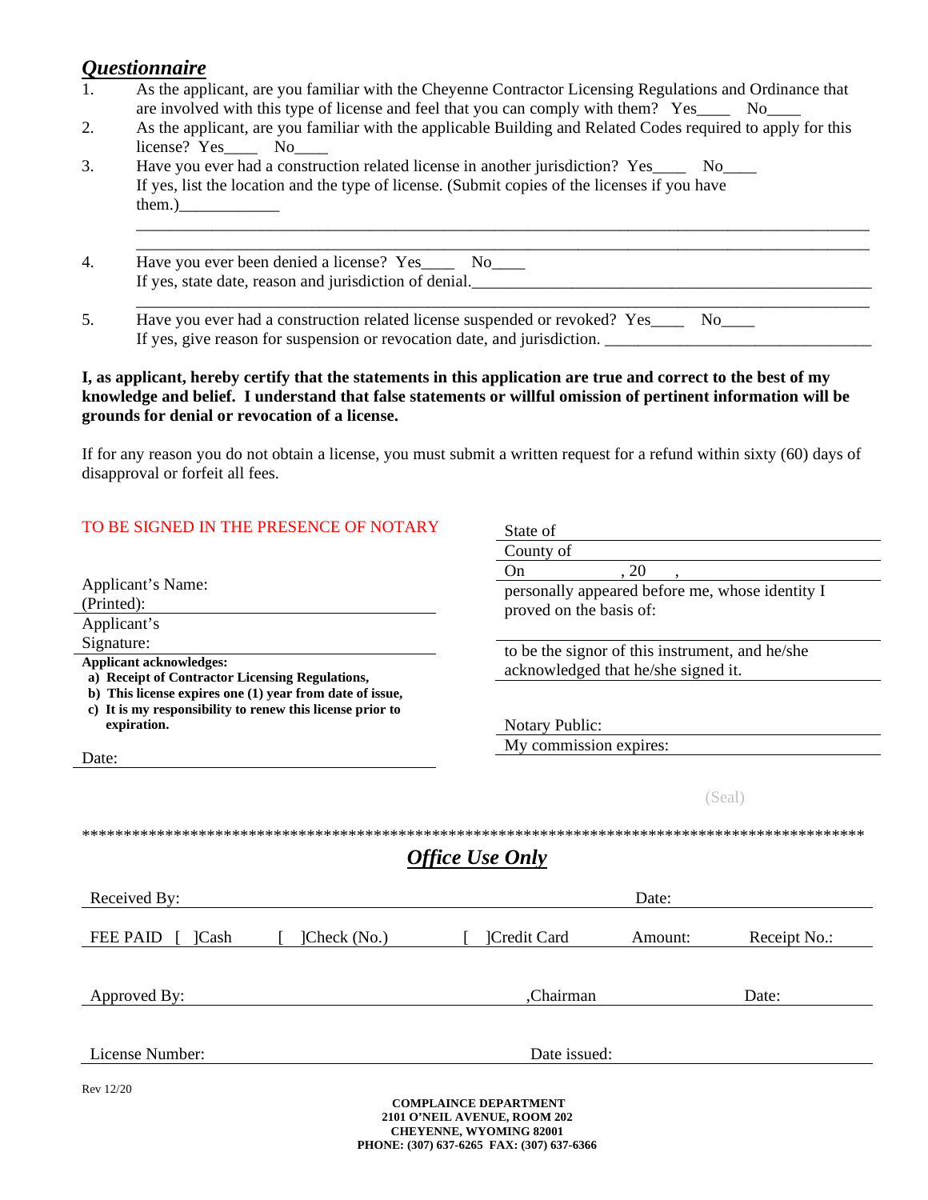## *Questionnaire*

1. As the applicant, are you familiar with the Cheyenne Contractor Licensing Regulations and Ordinance that are involved with this type of license and feel that you can comply with them? Yes____ No____
2. As the applicant, are you familiar with the applicable Building and Related Codes required to apply for this license? Yes____ No____
3. Have you ever had a construction related license in another jurisdiction? Yes____ No____
   If yes, list the location and the type of license. (Submit copies of the licenses if you have them.)____________
   ________________________________________________________________________________
   ________________________________________________________________________________
4. Have you ever been denied a license? Yes____ No____
   If yes, state date, reason and jurisdiction of denial.__________________________________________________
   ________________________________________________________________________________
5. Have you ever had a construction related license suspended or revoked? Yes____ No____
   If yes, give reason for suspension or revocation date, and jurisdiction. ________________________________

**I, as applicant, hereby certify that the statements in this application are true and correct to the best of my knowledge and belief. I understand that false statements or willful omission of pertinent information will be grounds for denial or revocation of a license.**

If for any reason you do not obtain a license, you must submit a written request for a refund within sixty (60) days of disapproval or forfeit all fees.

TO BE SIGNED IN THE PRESENCE OF NOTARY

Applicant's Name: (Printed): ______________________

Applicant's Signature: ______________________

**Applicant acknowledges:**
- **a) Receipt of Contractor Licensing Regulations,**
- **b) This license expires one (1) year from date of issue,**
- **c) It is my responsibility to renew this license prior to expiration.**

Date: ______________________

State of ______________________

County of ______________________

On ____________, 20____, ______________________

personally appeared before me, whose identity I proved on the basis of:

______________________

to be the signor of this instrument, and he/she acknowledged that he/she signed it.

Notary Public: ______________________

My commission expires: ______________________

(Seal)

*********************************************************************************************

## *Office Use Only*

Received By: ______________________ Date: ______________________

FEE PAID [ ]Cash [ ]Check (No.) [ ]Credit Card Amount: Receipt No.:

Approved By: ______________________ ,Chairman Date: ______________________

License Number: ______________________ Date issued: ______________________

Rev 12/20

**COMPLAINCE DEPARTMENT**
**2101 O'NEIL AVENUE, ROOM 202**
**CHEYENNE, WYOMING 82001**
**PHONE: (307) 637-6265 FAX: (307) 637-6366**